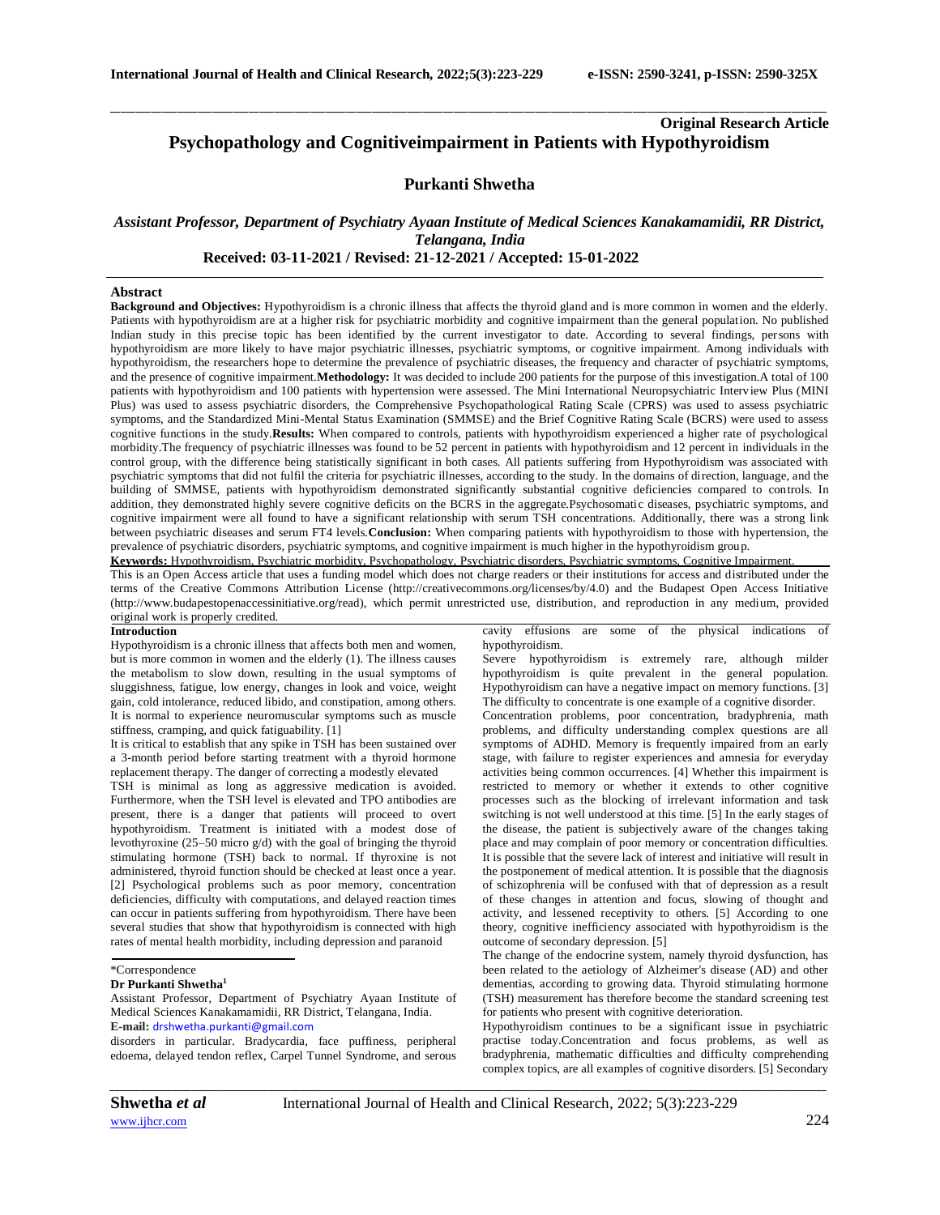**Original Research Article**

# Psychopathology and Cognitiveimpairment in Patients with Hypothyroidism

**Purkanti Shwetha**

***Assistant Professor, Department of Psychiatry Ayaan Institute of Medical Sciences Kanakamamidii, RR District, Telangana, India***

**Received: 03-11-2021 / Revised: 21-12-2021 / Accepted: 15-01-2022**

## Abstract

**Background and Objectives:** Hypothyroidism is a chronic illness that affects the thyroid gland and is more common in women and the elderly. Patients with hypothyroidism are at a higher risk for psychiatric morbidity and cognitive impairment than the general population. No published Indian study in this precise topic has been identified by the current investigator to date. According to several findings, persons with hypothyroidism are more likely to have major psychiatric illnesses, psychiatric symptoms, or cognitive impairment. Among individuals with hypothyroidism, the researchers hope to determine the prevalence of psychiatric diseases, the frequency and character of psychiatric symptoms, and the presence of cognitive impairment.**Methodology:** It was decided to include 200 patients for the purpose of this investigation.A total of 100 patients with hypothyroidism and 100 patients with hypertension were assessed. The Mini International Neuropsychiatric Interview Plus (MINI Plus) was used to assess psychiatric disorders, the Comprehensive Psychopathological Rating Scale (CPRS) was used to assess psychiatric symptoms, and the Standardized Mini-Mental Status Examination (SMMSE) and the Brief Cognitive Rating Scale (BCRS) were used to assess cognitive functions in the study.**Results:** When compared to controls, patients with hypothyroidism experienced a higher rate of psychological morbidity.The frequency of psychiatric illnesses was found to be 52 percent in patients with hypothyroidism and 12 percent in individuals in the control group, with the difference being statistically significant in both cases. All patients suffering from Hypothyroidism was associated with psychiatric symptoms that did not fulfil the criteria for psychiatric illnesses, according to the study. In the domains of direction, language, and the building of SMMSE, patients with hypothyroidism demonstrated significantly substantial cognitive deficiencies compared to controls. In addition, they demonstrated highly severe cognitive deficits on the BCRS in the aggregate.Psychosomatic diseases, psychiatric symptoms, and cognitive impairment were all found to have a significant relationship with serum TSH concentrations. Additionally, there was a strong link between psychiatric diseases and serum FT4 levels.**Conclusion:** When comparing patients with hypothyroidism to those with hypertension, the prevalence of psychiatric disorders, psychiatric symptoms, and cognitive impairment is much higher in the hypothyroidism group.

**Keywords:** Hypothyroidism, Psychiatric morbidity, Psychopathology, Psychiatric disorders, Psychiatric symptoms, Cognitive Impairment.

This is an Open Access article that uses a funding model which does not charge readers or their institutions for access and distributed under the terms of the Creative Commons Attribution License (http://creativecommons.org/licenses/by/4.0) and the Budapest Open Access Initiative (http://www.budapestopenaccessinitiative.org/read), which permit unrestricted use, distribution, and reproduction in any medium, provided original work is properly credited.

## Introduction

Hypothyroidism is a chronic illness that affects both men and women, but is more common in women and the elderly (1). The illness causes the metabolism to slow down, resulting in the usual symptoms of sluggishness, fatigue, low energy, changes in look and voice, weight gain, cold intolerance, reduced libido, and constipation, among others. It is normal to experience neuromuscular symptoms such as muscle stiffness, cramping, and quick fatiguability. [1]

It is critical to establish that any spike in TSH has been sustained over a 3-month period before starting treatment with a thyroid hormone replacement therapy. The danger of correcting a modestly elevated TSH is minimal as long as aggressive medication is avoided. Furthermore, when the TSH level is elevated and TPO antibodies are present, there is a danger that patients will proceed to overt hypothyroidism. Treatment is initiated with a modest dose of levothyroxine (25–50 micro g/d) with the goal of bringing the thyroid stimulating hormone (TSH) back to normal. If thyroxine is not administered, thyroid function should be checked at least once a year. [2] Psychological problems such as poor memory, concentration deficiencies, difficulty with computations, and delayed reaction times can occur in patients suffering from hypothyroidism. There have been several studies that show that hypothyroidism is connected with high rates of mental health morbidity, including depression and paranoid disorders in particular. Bradycardia, face puffiness, peripheral edoema, delayed tendon reflex, Carpel Tunnel Syndrome, and serous cavity effusions are some of the physical indications of hypothyroidism.

Severe hypothyroidism is extremely rare, although milder hypothyroidism is quite prevalent in the general population. Hypothyroidism can have a negative impact on memory functions. [3] The difficulty to concentrate is one example of a cognitive disorder.

Concentration problems, poor concentration, bradyphrenia, math problems, and difficulty understanding complex questions are all symptoms of ADHD. Memory is frequently impaired from an early stage, with failure to register experiences and amnesia for everyday activities being common occurrences. [4] Whether this impairment is restricted to memory or whether it extends to other cognitive processes such as the blocking of irrelevant information and task switching is not well understood at this time. [5] In the early stages of the disease, the patient is subjectively aware of the changes taking place and may complain of poor memory or concentration difficulties. It is possible that the severe lack of interest and initiative will result in the postponement of medical attention. It is possible that the diagnosis of schizophrenia will be confused with that of depression as a result of these changes in attention and focus, slowing of thought and activity, and lessened receptivity to others. [5] According to one theory, cognitive inefficiency associated with hypothyroidism is the outcome of secondary depression. [5]

The change of the endocrine system, namely thyroid dysfunction, has been related to the aetiology of Alzheimer's disease (AD) and other dementias, according to growing data. Thyroid stimulating hormone (TSH) measurement has therefore become the standard screening test for patients who present with cognitive deterioration.

Hypothyroidism continues to be a significant issue in psychiatric practise today.Concentration and focus problems, as well as bradyphrenia, mathematic difficulties and difficulty comprehending complex topics, are all examples of cognitive disorders. [5] Secondary

\*Correspondence

**Dr Purkanti Shwetha[1]**

Assistant Professor, Department of Psychiatry Ayaan Institute of Medical Sciences Kanakamamidii, RR District, Telangana, India.

**E-mail:** drshwetha.purkanti@gmail.com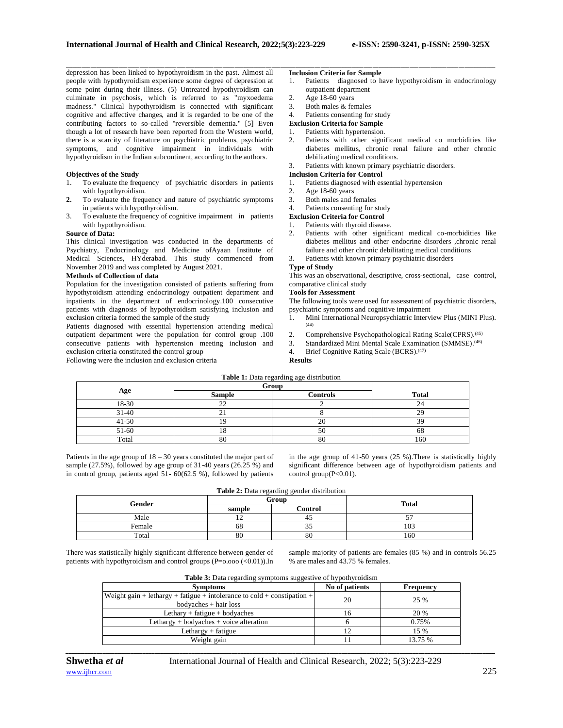depression has been linked to hypothyroidism in the past. Almost all people with hypothyroidism experience some degree of depression at some point during their illness. (5) Untreated hypothyroidism can culminate in psychosis, which is referred to as "myxoedema madness." Clinical hypothyroidism is connected with significant cognitive and affective changes, and it is regarded to be one of the contributing factors to so-called "reversible dementia." [5] Even though a lot of research have been reported from the Western world, there is a scarcity of literature on psychiatric problems, psychiatric symptoms, and cognitive impairment in individuals with hypothyroidism in the Indian subcontinent, according to the authors.

**Objectives of the Study**

1. To evaluate the frequency of psychiatric disorders in patients with hypothyroidism.
2. To evaluate the frequency and nature of psychiatric symptoms in patients with hypothyroidism.
3. To evaluate the frequency of cognitive impairment in patients with hypothyroidism.

**Source of Data:**

This clinical investigation was conducted in the departments of Psychiatry, Endocrinology and Medicine ofAyaan Institute of Medical Sciences, HYderabad. This study commenced from November 2019 and was completed by August 2021.

**Methods of Collection of data**

Population for the investigation consisted of patients suffering from hypothyroidism attending endocrinology outpatient department and inpatients in the department of endocrinology.100 consecutive patients with diagnosis of hypothyroidism satisfying inclusion and exclusion criteria formed the sample of the study

Patients diagnosed with essential hypertension attending medical outpatient department were the population for control group .100 consecutive patients with hypertension meeting inclusion and exclusion criteria constituted the control group

Following were the inclusion and exclusion criteria

**Inclusion Criteria for Sample**

1. Patients diagnosed to have hypothyroidism in endocrinology outpatient department
2. Age 18-60 years
3. Both males & females
4. Patients consenting for study

**Exclusion Criteria for Sample**

1. Patients with hypertension.
2. Patients with other significant medical co morbidities like diabetes mellitus, chronic renal failure and other chronic debilitating medical conditions.
3. Patients with known primary psychiatric disorders.

**Inclusion Criteria for Control**

1. Patients diagnosed with essential hypertension
2. Age 18-60 years
3. Both males and females
4. Patients consenting for study

**Exclusion Criteria for Control**

1. Patients with thyroid disease.
2. Patients with other significant medical co-morbidities like diabetes mellitus and other endocrine disorders ,chronic renal failure and other chronic debilitating medical conditions
3. Patients with known primary psychiatric disorders

**Type of Study**

This was an observational, descriptive, cross-sectional, case control, comparative clinical study

**Tools for Assessment**

The following tools were used for assessment of psychiatric disorders, psychiatric symptoms and cognitive impairment

1. Mini International Neuropsychiatric Interview Plus (MINI Plus).[44]
2. Comprehensive Psychopathological Rating Scale(CPRS).[45]
3. Standardized Mini Mental Scale Examination (SMMSE).[46]
4. Brief Cognitive Rating Scale (BCRS).[47]

**Results**

**Table 1:** Data regarding age distribution

| Age | Group | | Total |
|---|---|---|---|
| | Sample | Controls | |
| 18-30 | 22 | 2 | 24 |
| 31-40 | 21 | 8 | 29 |
| 41-50 | 19 | 20 | 39 |
| 51-60 | 18 | 50 | 68 |
| Total | 80 | 80 | 160 |

Patients in the age group of 18 – 30 years constituted the major part of sample (27.5%), followed by age group of 31-40 years (26.25 %) and in control group, patients aged 51- 60(62.5 %), followed by patients in the age group of 41-50 years (25 %).There is statistically highly significant difference between age of hypothyroidism patients and control group(P<0.01).

**Table 2:** Data regarding gender distribution

| Gender | Group | | Total |
|---|---|---|---|
| | sample | Control | |
| Male | 12 | 45 | 57 |
| Female | 68 | 35 | 103 |
| Total | 80 | 80 | 160 |

There was statistically highly significant difference between gender of patients with hypothyroidism and control groups (P=o.ooo (<0.01)).In sample majority of patients are females (85 %) and in controls 56.25 % are males and 43.75 % females.

**Table 3:** Data regarding symptoms suggestive of hypothyroidism

| Symptoms | No of patients | Frequency |
|---|---|---|
| Weight gain + lethargy + fatigue + intolerance to cold + constipation + bodyaches + hair loss | 20 | 25 % |
| Lethary + fatigue + bodyaches | 16 | 20 % |
| Lethargy + bodyaches + voice alteration | 6 | 0.75% |
| Lethargy + fatigue | 12 | 15 % |
| Weight gain | 11 | 13.75 % |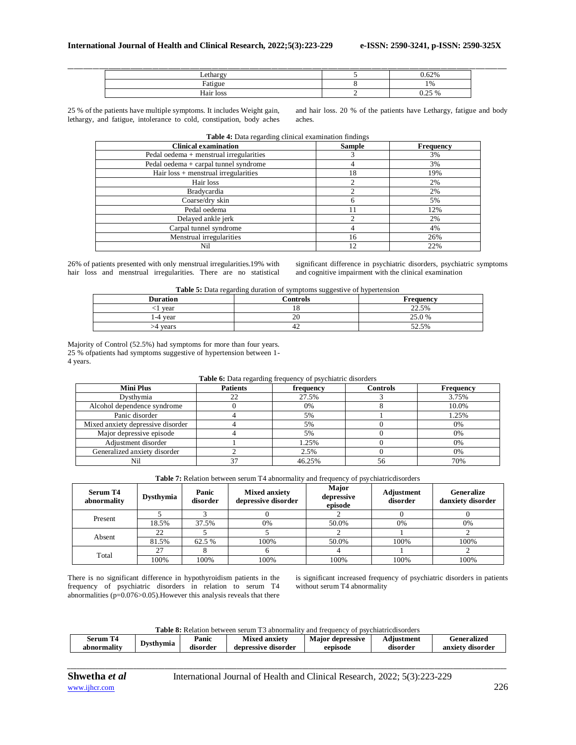| | | |
|---|---|---|
| Lethargy | 5 | 0.62% |
| Fatigue | 8 | 1% |
| Hair loss | 2 | 0.25 % |

25 % of the patients have multiple symptoms. It includes Weight gain, lethargy, and fatigue, intolerance to cold, constipation, body aches and hair loss. 20 % of the patients have Lethargy, fatigue and body aches.

**Table 4:** Data regarding clinical examination findings

| Clinical examination | Sample | Frequency |
|---|---|---|
| Pedal oedema + menstrual irregularities | 3 | 3% |
| Pedal oedema + carpal tunnel syndrome | 4 | 3% |
| Hair loss + menstrual irregularities | 18 | 19% |
| Hair loss | 2 | 2% |
| Bradycardia | 2 | 2% |
| Coarse/dry skin | 6 | 5% |
| Pedal oedema | 11 | 12% |
| Delayed ankle jerk | 2 | 2% |
| Carpal tunnel syndrome | 4 | 4% |
| Menstrual irregularities | 16 | 26% |
| Nil | 12 | 22% |

26% of patients presented with only menstrual irregularities.19% with hair loss and menstrual irregularities. There are no statistical significant difference in psychiatric disorders, psychiatric symptoms and cognitive impairment with the clinical examination

**Table 5:** Data regarding duration of symptoms suggestive of hypertension

| Duration | Controls | Frequency |
|---|---|---|
| <1 year | 18 | 22.5% |
| 1-4 year | 20 | 25.0 % |
| >4 years | 42 | 52.5% |

Majority of Control (52.5%) had symptoms for more than four years. 25 % ofpatients had symptoms suggestive of hypertension between 1-4 years.

**Table 6:** Data regarding frequency of psychiatric disorders

| Mini Plus | Patients | frequency | Controls | Frequency |
|---|---|---|---|---|
| Dysthymia | 22 | 27.5% | 3 | 3.75% |
| Alcohol dependence syndrome | 0 | 0% | 8 | 10.0% |
| Panic disorder | 4 | 5% | 1 | 1.25% |
| Mixed anxiety depressive disorder | 4 | 5% | 0 | 0% |
| Major depressive episode | 4 | 5% | 0 | 0% |
| Adjustment disorder | 1 | 1.25% | 0 | 0% |
| Generalized anxiety disorder | 2 | 2.5% | 0 | 0% |
| Nil | 37 | 46.25% | 56 | 70% |

**Table 7:** Relation between serum T4 abnormality and frequency of psychiatricdisorders

| Serum T4 abnormality | Dysthymia | Panic disorder | Mixed anxiety depressive disorder | Major depressive episode | Adjustment disorder | Generalize danxiety disorder |
|---|---|---|---|---|---|---|
| Present | 5 | 3 | 0 | 2 | 0 | 0 |
| | 18.5% | 37.5% | 0% | 50.0% | 0% | 0% |
| Absent | 22 | 5 | 5 | 2 | 1 | 2 |
| | 81.5% | 62.5 % | 100% | 50.0% | 100% | 100% |
| Total | 27 | 8 | 6 | 4 | 1 | 2 |
| | 100% | 100% | 100% | 100% | 100% | 100% |

There is no significant difference in hypothyroidism patients in the frequency of psychiatric disorders in relation to serum T4 abnormalities (p=0.076>0.05).However this analysis reveals that there is significant increased frequency of psychiatric disorders in patients without serum T4 abnormality

**Table 8:** Relation between serum T3 abnormality and frequency of psychiatricdisorders

| Serum T4 abnormality | Dysthymia | Panic disorder | Mixed anxiety depressive disorder | Major depressive eepisode | Adjustment disorder | Generalized anxiety disorder |
|---|---|---|---|---|---|---|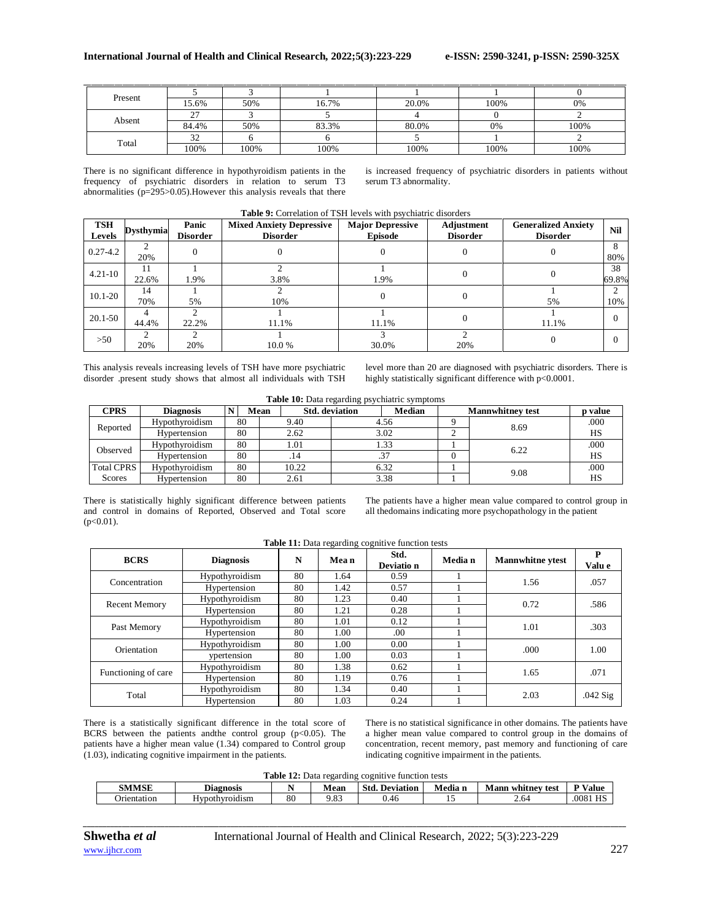| | | | | | | |
|---|---|---|---|---|---|---|
| Present | 5 | 3 | 1 | 1 | 1 | 0 |
| | 15.6% | 50% | 16.7% | 20.0% | 100% | 0% |
| Absent | 27 | 3 | 5 | 4 | 0 | 2 |
| | 84.4% | 50% | 83.3% | 80.0% | 0% | 100% |
| Total | 32 | 6 | 6 | 5 | 1 | 2 |
| | 100% | 100% | 100% | 100% | 100% | 100% |

There is no significant difference in hypothyroidism patients in the frequency of psychiatric disorders in relation to serum T3 abnormalities (p=295>0.05).However this analysis reveals that there is increased frequency of psychiatric disorders in patients without serum T3 abnormality.

**Table 9:** Correlation of TSH levels with psychiatric disorders

| TSH Levels | Dysthymia | Panic Disorder | Mixed Anxiety Depressive Disorder | Major Depressive Episode | Adjustment Disorder | Generalized Anxiety Disorder | Nil |
|---|---|---|---|---|---|---|---|
| 0.27-4.2 | 2<br>20% | 0 | 0 | 0 | 0 | 0 | 8<br>80% |
| 4.21-10 | 11<br>22.6% | 1<br>1.9% | 2<br>3.8% | 1<br>1.9% | 0 | 0 | 38<br>69.8% |
| 10.1-20 | 14<br>70% | 1<br>5% | 2<br>10% | 0 | 0 | 1<br>5% | 2<br>10% |
| 20.1-50 | 4<br>44.4% | 2<br>22.2% | 1<br>11.1% | 1<br>11.1% | 0 | 1<br>11.1% | 0 |
| >50 | 2<br>20% | 2<br>20% | 1<br>10.0 % | 3<br>30.0% | 2<br>20% | 0 | 0 |

This analysis reveals increasing levels of TSH have more psychiatric disorder .present study shows that almost all individuals with TSH level more than 20 are diagnosed with psychiatric disorders. There is highly statistically significant difference with p<0.0001.

**Table 10:** Data regarding psychiatric symptoms

| CPRS | Diagnosis | N | Mean | Std. deviation | Median | Mannwhitney test | p value |
|---|---|---|---|---|---|---|---|
| Reported | Hypothyroidism | 80 | 9.40 | 4.56 | 9 | 8.69 | .000 |
| | Hypertension | 80 | 2.62 | 3.02 | 2 | | HS |
| Observed | Hypothyroidism | 80 | 1.01 | 1.33 | 1 | 6.22 | .000 |
| | Hypertension | 80 | .14 | .37 | 0 | | HS |
| Total CPRS Scores | Hypothyroidism | 80 | 10.22 | 6.32 | 1 | 9.08 | .000 |
| | Hypertension | 80 | 2.61 | 3.38 | 1 | | HS |

There is statistically highly significant difference between patients and control in domains of Reported, Observed and Total score (p<0.01). The patients have a higher mean value compared to control group in all thedomains indicating more psychopathology in the patient

**Table 11:** Data regarding cognitive function tests

| BCRS | Diagnosis | N | Mea n | Std. Deviatio n | Media n | Mannwhitne ytest | P Valu e |
|---|---|---|---|---|---|---|---|
| Concentration | Hypothyroidism | 80 | 1.64 | 0.59 | 1 | 1.56 | .057 |
| | Hypertension | 80 | 1.42 | 0.57 | 1 | | |
| Recent Memory | Hypothyroidism | 80 | 1.23 | 0.40 | 1 | 0.72 | .586 |
| | Hypertension | 80 | 1.21 | 0.28 | 1 | | |
| Past Memory | Hypothyroidism | 80 | 1.01 | 0.12 | 1 | 1.01 | .303 |
| | Hypertension | 80 | 1.00 | .00 | 1 | | |
| Orientation | Hypothyroidism | 80 | 1.00 | 0.00 | 1 | .000 | 1.00 |
| | ypertension | 80 | 1.00 | 0.03 | 1 | | |
| Functioning of care | Hypothyroidism | 80 | 1.38 | 0.62 | 1 | 1.65 | .071 |
| | Hypertension | 80 | 1.19 | 0.76 | 1 | | |
| Total | Hypothyroidism | 80 | 1.34 | 0.40 | 1 | 2.03 | .042 Sig |
| | Hypertension | 80 | 1.03 | 0.24 | 1 | | |

There is a statistically significant difference in the total score of BCRS between the patients andthe control group (p<0.05). The patients have a higher mean value (1.34) compared to Control group (1.03), indicating cognitive impairment in the patients. There is no statistical significance in other domains. The patients have a higher mean value compared to control group in the domains of concentration, recent memory, past memory and functioning of care indicating cognitive impairment in the patients.

**Table 12:** Data regarding cognitive function tests

| SMMSE | Diagnosis | N | Mean | Std. Deviation | Media n | Mann whitney test | P Value |
|---|---|---|---|---|---|---|---|
| Orientation | Hypothyroidism | 80 | 9.83 | 0.46 | 15 | 2.64 | .0081 HS |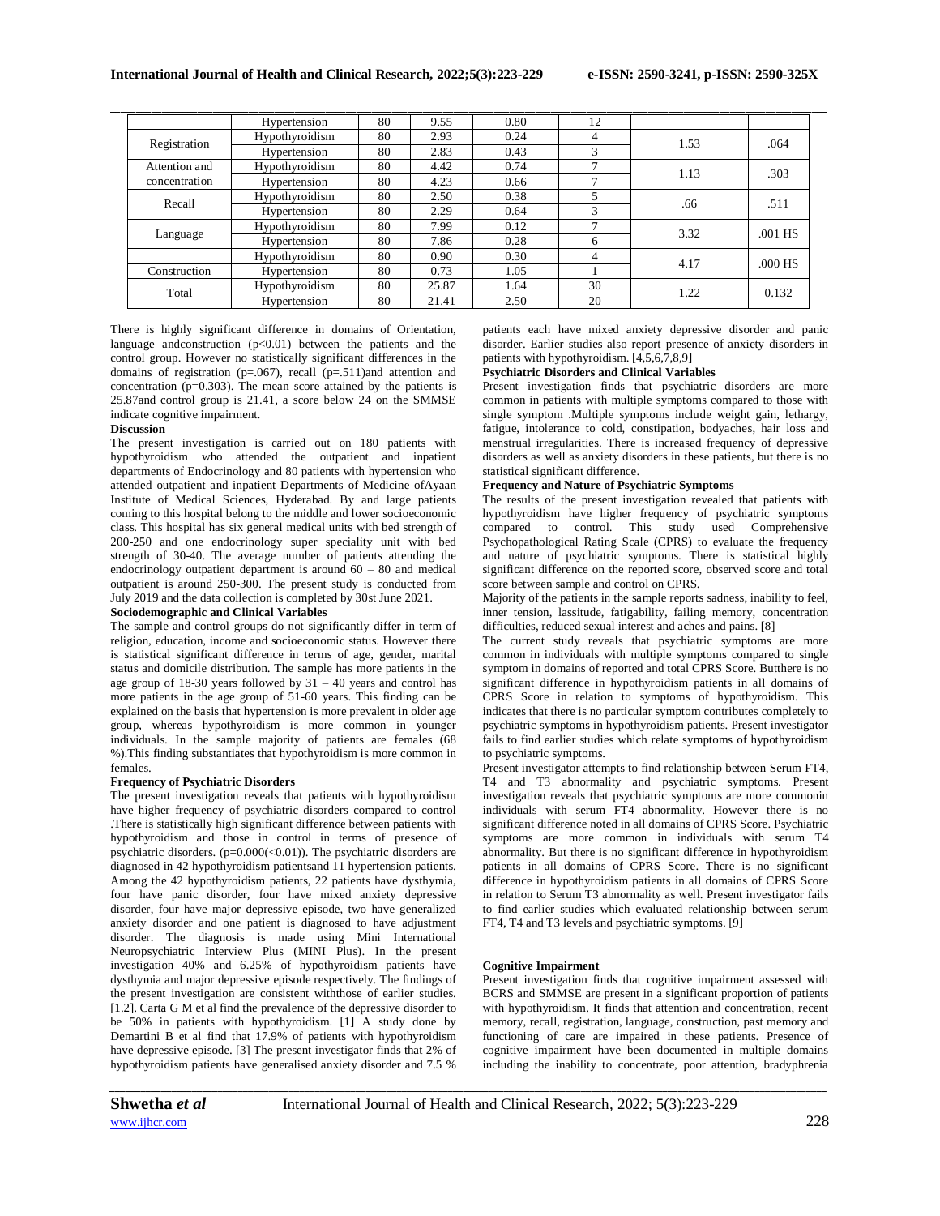| | Hypertension | 80 | 9.55 | 0.80 | 12 | | |
|---|---|---|---|---|---|---|---|
| Registration | Hypothyroidism | 80 | 2.93 | 0.24 | 4 | 1.53 | .064 |
| | Hypertension | 80 | 2.83 | 0.43 | 3 | | |
| Attention and concentration | Hypothyroidism | 80 | 4.42 | 0.74 | 7 | 1.13 | .303 |
| | Hypertension | 80 | 4.23 | 0.66 | 7 | | |
| Recall | Hypothyroidism | 80 | 2.50 | 0.38 | 5 | .66 | .511 |
| | Hypertension | 80 | 2.29 | 0.64 | 3 | | |
| Language | Hypothyroidism | 80 | 7.99 | 0.12 | 7 | 3.32 | .001 HS |
| | Hypertension | 80 | 7.86 | 0.28 | 6 | | |
| | Hypothyroidism | 80 | 0.90 | 0.30 | 4 | 4.17 | .000 HS |
| Construction | Hypertension | 80 | 0.73 | 1.05 | 1 | | |
| Total | Hypothyroidism | 80 | 25.87 | 1.64 | 30 | 1.22 | 0.132 |
| | Hypertension | 80 | 21.41 | 2.50 | 20 | | |

There is highly significant difference in domains of Orientation, language andconstruction ($p<0.01$) between the patients and the control group. However no statistically significant differences in the domains of registration (p=.067), recall (p=.511)and attention and concentration (p=0.303). The mean score attained by the patients is 25.87and control group is 21.41, a score below 24 on the SMMSE indicate cognitive impairment.

**Discussion**

The present investigation is carried out on 180 patients with hypothyroidism who attended the outpatient and inpatient departments of Endocrinology and 80 patients with hypertension who attended outpatient and inpatient Departments of Medicine ofAyaan Institute of Medical Sciences, Hyderabad. By and large patients coming to this hospital belong to the middle and lower socioeconomic class. This hospital has six general medical units with bed strength of 200-250 and one endocrinology super speciality unit with bed strength of 30-40. The average number of patients attending the endocrinology outpatient department is around 60 – 80 and medical outpatient is around 250-300. The present study is conducted from July 2019 and the data collection is completed by 30st June 2021.

**Sociodemographic and Clinical Variables**

The sample and control groups do not significantly differ in term of religion, education, income and socioeconomic status. However there is statistical significant difference in terms of age, gender, marital status and domicile distribution. The sample has more patients in the age group of 18-30 years followed by 31 – 40 years and control has more patients in the age group of 51-60 years. This finding can be explained on the basis that hypertension is more prevalent in older age group, whereas hypothyroidism is more common in younger individuals. In the sample majority of patients are females (68 %).This finding substantiates that hypothyroidism is more common in females.

**Frequency of Psychiatric Disorders**

The present investigation reveals that patients with hypothyroidism have higher frequency of psychiatric disorders compared to control .There is statistically high significant difference between patients with hypothyroidism and those in control in terms of presence of psychiatric disorders. (p=0.000(<0.01)). The psychiatric disorders are diagnosed in 42 hypothyroidism patientsand 11 hypertension patients. Among the 42 hypothyroidism patients, 22 patients have dysthymia, four have panic disorder, four have mixed anxiety depressive disorder, four have major depressive episode, two have generalized anxiety disorder and one patient is diagnosed to have adjustment disorder. The diagnosis is made using Mini International Neuropsychiatric Interview Plus (MINI Plus). In the present investigation 40% and 6.25% of hypothyroidism patients have dysthymia and major depressive episode respectively. The findings of the present investigation are consistent withthose of earlier studies. [1.2]. Carta G M et al find the prevalence of the depressive disorder to be 50% in patients with hypothyroidism. [1] A study done by Demartini B et al find that 17.9% of patients with hypothyroidism have depressive episode. [3] The present investigator finds that 2% of hypothyroidism patients have generalised anxiety disorder and 7.5 % patients each have mixed anxiety depressive disorder and panic disorder. Earlier studies also report presence of anxiety disorders in patients with hypothyroidism. [4,5,6,7,8,9]

**Psychiatric Disorders and Clinical Variables**

Present investigation finds that psychiatric disorders are more common in patients with multiple symptoms compared to those with single symptom .Multiple symptoms include weight gain, lethargy, fatigue, intolerance to cold, constipation, bodyaches, hair loss and menstrual irregularities. There is increased frequency of depressive disorders as well as anxiety disorders in these patients, but there is no statistical significant difference.

**Frequency and Nature of Psychiatric Symptoms**

The results of the present investigation revealed that patients with hypothyroidism have higher frequency of psychiatric symptoms compared to control. This study used Comprehensive Psychopathological Rating Scale (CPRS) to evaluate the frequency and nature of psychiatric symptoms. There is statistical highly significant difference on the reported score, observed score and total score between sample and control on CPRS.

Majority of the patients in the sample reports sadness, inability to feel, inner tension, lassitude, fatigability, failing memory, concentration difficulties, reduced sexual interest and aches and pains. [8]

The current study reveals that psychiatric symptoms are more common in individuals with multiple symptoms compared to single symptom in domains of reported and total CPRS Score. Butthere is no significant difference in hypothyroidism patients in all domains of CPRS Score in relation to symptoms of hypothyroidism. This indicates that there is no particular symptom contributes completely to psychiatric symptoms in hypothyroidism patients. Present investigator fails to find earlier studies which relate symptoms of hypothyroidism to psychiatric symptoms.

Present investigator attempts to find relationship between Serum FT4, T4 and T3 abnormality and psychiatric symptoms. Present investigation reveals that psychiatric symptoms are more commonin individuals with serum FT4 abnormality. However there is no significant difference noted in all domains of CPRS Score. Psychiatric symptoms are more common in individuals with serum T4 abnormality. But there is no significant difference in hypothyroidism patients in all domains of CPRS Score. There is no significant difference in hypothyroidism patients in all domains of CPRS Score in relation to Serum T3 abnormality as well. Present investigator fails to find earlier studies which evaluated relationship between serum FT4, T4 and T3 levels and psychiatric symptoms. [9]

**Cognitive Impairment**

Present investigation finds that cognitive impairment assessed with BCRS and SMMSE are present in a significant proportion of patients with hypothyroidism. It finds that attention and concentration, recent memory, recall, registration, language, construction, past memory and functioning of care are impaired in these patients. Presence of cognitive impairment have been documented in multiple domains including the inability to concentrate, poor attention, bradyphrenia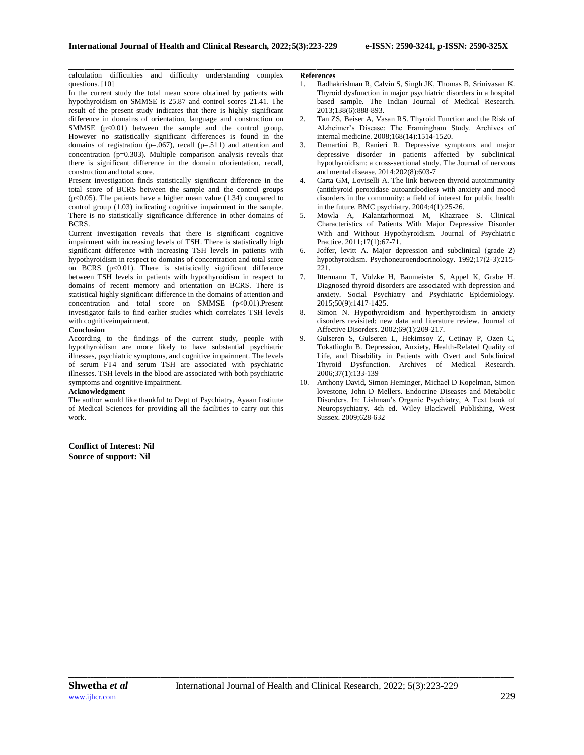calculation difficulties and difficulty understanding complex questions. [10]

In the current study the total mean score obtained by patients with hypothyroidism on SMMSE is 25.87 and control scores 21.41. The result of the present study indicates that there is highly significant difference in domains of orientation, language and construction on SMMSE ($p<0.01$) between the sample and the control group. However no statistically significant differences is found in the domains of registration ($p=.067$), recall ($p=.511$) and attention and concentration ($p=0.303$). Multiple comparison analysis reveals that there is significant difference in the domain oforientation, recall, construction and total score.

Present investigation finds statistically significant difference in the total score of BCRS between the sample and the control groups ($p<0.05$). The patients have a higher mean value (1.34) compared to control group (1.03) indicating cognitive impairment in the sample. There is no statistically significance difference in other domains of BCRS.

Current investigation reveals that there is significant cognitive impairment with increasing levels of TSH. There is statistically high significant difference with increasing TSH levels in patients with hypothyroidism in respect to domains of concentration and total score on BCRS ($p<0.01$). There is statistically significant difference between TSH levels in patients with hypothyroidism in respect to domains of recent memory and orientation on BCRS. There is statistical highly significant difference in the domains of attention and concentration and total score on SMMSE ($p<0.01$).Present investigator fails to find earlier studies which correlates TSH levels with cognitiveimpairment.

**Conclusion**

According to the findings of the current study, people with hypothyroidism are more likely to have substantial psychiatric illnesses, psychiatric symptoms, and cognitive impairment. The levels of serum FT4 and serum TSH are associated with psychiatric illnesses. TSH levels in the blood are associated with both psychiatric symptoms and cognitive impairment.

**Acknowledgment**

The author would like thankful to Dept of Psychiatry, Ayaan Institute of Medical Sciences for providing all the facilities to carry out this work.

**Conflict of Interest: Nil**
**Source of support: Nil**

**References**

1. Radhakrishnan R, Calvin S, Singh JK, Thomas B, Srinivasan K. Thyroid dysfunction in major psychiatric disorders in a hospital based sample. The Indian Journal of Medical Research. 2013;138(6):888-893.
2. Tan ZS, Beiser A, Vasan RS. Thyroid Function and the Risk of Alzheimer's Disease: The Framingham Study. Archives of internal medicine. 2008;168(14):1514-1520.
3. Demartini B, Ranieri R. Depressive symptoms and major depressive disorder in patients affected by subclinical hypothyroidism: a cross-sectional study. The Journal of nervous and mental disease. 2014;202(8):603-7
4. Carta GM, Loviselli A. The link between thyroid autoimmunity (antithyroid peroxidase autoantibodies) with anxiety and mood disorders in the community: a field of interest for public health in the future. BMC psychiatry. 2004;4(1):25-26.
5. Mowla A, Kalantarhormozi M, Khazraee S. Clinical Characteristics of Patients With Major Depressive Disorder With and Without Hypothyroidism. Journal of Psychiatric Practice. 2011;17(1):67-71.
6. Joffer, levitt A. Major depression and subclinical (grade 2) hypothyroidism. Psychoneuroendocrinology. 1992;17(2-3):215-221.
7. Ittermann T, Völzke H, Baumeister S, Appel K, Grabe H. Diagnosed thyroid disorders are associated with depression and anxiety. Social Psychiatry and Psychiatric Epidemiology. 2015;50(9):1417-1425.
8. Simon N. Hypothyroidism and hyperthyroidism in anxiety disorders revisited: new data and literature review. Journal of Affective Disorders. 2002;69(1):209-217.
9. Gulseren S, Gulseren L, Hekimsoy Z, Cetinay P, Ozen C, Tokatlioglu B. Depression, Anxiety, Health-Related Quality of Life, and Disability in Patients with Overt and Subclinical Thyroid Dysfunction. Archives of Medical Research. 2006;37(1):133-139
10. Anthony David, Simon Heminger, Michael D Kopelman, Simon lovestone, John D Mellers. Endocrine Diseases and Metabolic Disorders. In: Lishman's Organic Psychiatry, A Text book of Neuropsychiatry. 4th ed. Wiley Blackwell Publishing, West Sussex. 2009;628-632